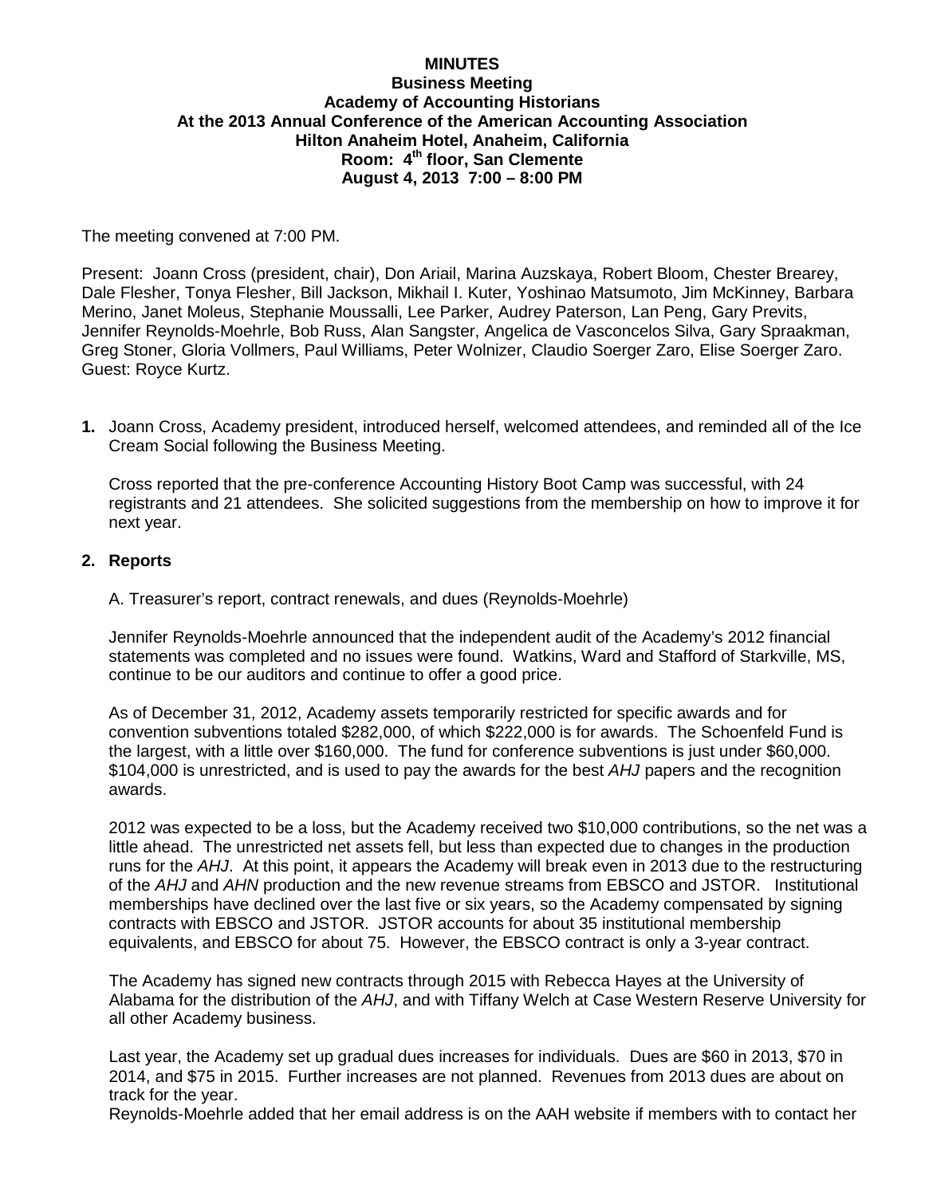**MINUTES**
**Business Meeting**
**Academy of Accounting Historians**
**At the 2013 Annual Conference of the American Accounting Association**
**Hilton Anaheim Hotel, Anaheim, California**
**Room: 4th floor, San Clemente**
**August 4, 2013 7:00 – 8:00 PM**

The meeting convened at 7:00 PM.

Present: Joann Cross (president, chair), Don Ariail, Marina Auzskaya, Robert Bloom, Chester Brearey, Dale Flesher, Tonya Flesher, Bill Jackson, Mikhail I. Kuter, Yoshinao Matsumoto, Jim McKinney, Barbara Merino, Janet Moleus, Stephanie Moussalli, Lee Parker, Audrey Paterson, Lan Peng, Gary Previts, Jennifer Reynolds-Moehrle, Bob Russ, Alan Sangster, Angelica de Vasconcelos Silva, Gary Spraakman, Greg Stoner, Gloria Vollmers, Paul Williams, Peter Wolnizer, Claudio Soerger Zaro, Elise Soerger Zaro. Guest: Royce Kurtz.

**1.** Joann Cross, Academy president, introduced herself, welcomed attendees, and reminded all of the Ice Cream Social following the Business Meeting.

Cross reported that the pre-conference Accounting History Boot Camp was successful, with 24 registrants and 21 attendees. She solicited suggestions from the membership on how to improve it for next year.

**2. Reports**

A. Treasurer's report, contract renewals, and dues (Reynolds-Moehrle)

Jennifer Reynolds-Moehrle announced that the independent audit of the Academy's 2012 financial statements was completed and no issues were found. Watkins, Ward and Stafford of Starkville, MS, continue to be our auditors and continue to offer a good price.

As of December 31, 2012, Academy assets temporarily restricted for specific awards and for convention subventions totaled $282,000, of which $222,000 is for awards. The Schoenfeld Fund is the largest, with a little over $160,000. The fund for conference subventions is just under $60,000. $104,000 is unrestricted, and is used to pay the awards for the best *AHJ* papers and the recognition awards.

2012 was expected to be a loss, but the Academy received two $10,000 contributions, so the net was a little ahead. The unrestricted net assets fell, but less than expected due to changes in the production runs for the *AHJ*. At this point, it appears the Academy will break even in 2013 due to the restructuring of the *AHJ* and *AHN* production and the new revenue streams from EBSCO and JSTOR. Institutional memberships have declined over the last five or six years, so the Academy compensated by signing contracts with EBSCO and JSTOR. JSTOR accounts for about 35 institutional membership equivalents, and EBSCO for about 75. However, the EBSCO contract is only a 3-year contract.

The Academy has signed new contracts through 2015 with Rebecca Hayes at the University of Alabama for the distribution of the *AHJ*, and with Tiffany Welch at Case Western Reserve University for all other Academy business.

Last year, the Academy set up gradual dues increases for individuals. Dues are $60 in 2013, $70 in 2014, and $75 in 2015. Further increases are not planned. Revenues from 2013 dues are about on track for the year.
Reynolds-Moehrle added that her email address is on the AAH website if members with to contact her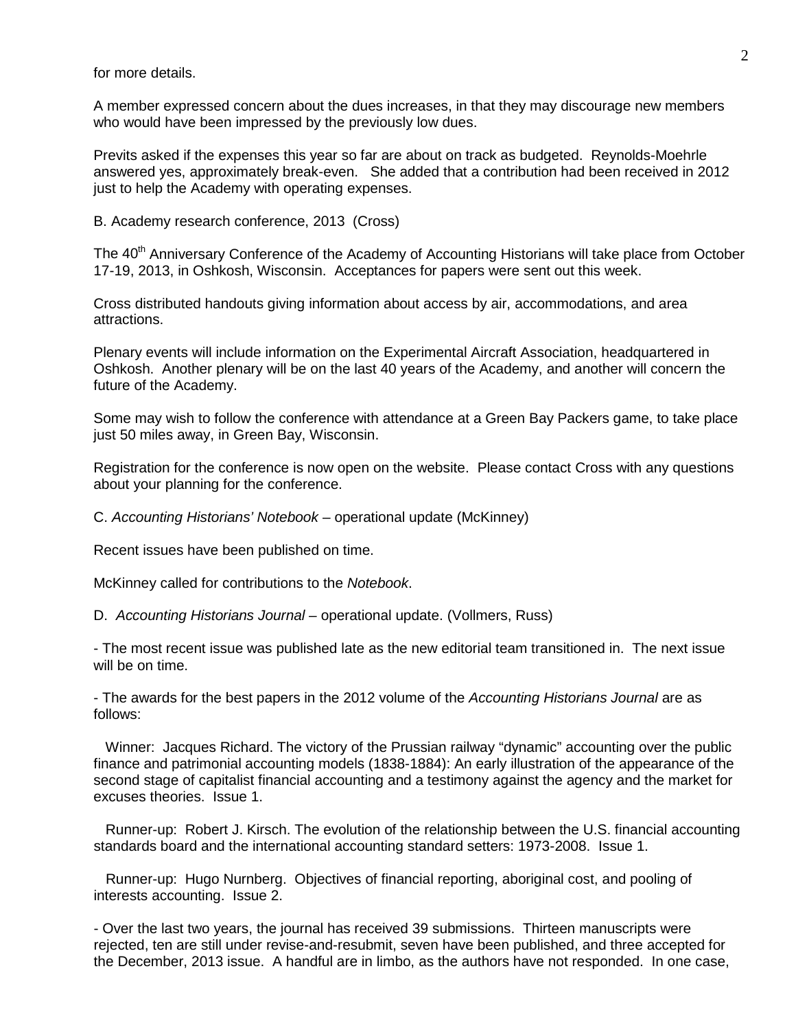for more details.

A member expressed concern about the dues increases, in that they may discourage new members who would have been impressed by the previously low dues.

Previts asked if the expenses this year so far are about on track as budgeted. Reynolds-Moehrle answered yes, approximately break-even. She added that a contribution had been received in 2012 just to help the Academy with operating expenses.

B. Academy research conference, 2013 (Cross)

The 40th Anniversary Conference of the Academy of Accounting Historians will take place from October 17-19, 2013, in Oshkosh, Wisconsin. Acceptances for papers were sent out this week.

Cross distributed handouts giving information about access by air, accommodations, and area attractions.

Plenary events will include information on the Experimental Aircraft Association, headquartered in Oshkosh. Another plenary will be on the last 40 years of the Academy, and another will concern the future of the Academy.

Some may wish to follow the conference with attendance at a Green Bay Packers game, to take place just 50 miles away, in Green Bay, Wisconsin.

Registration for the conference is now open on the website. Please contact Cross with any questions about your planning for the conference.

C. *Accounting Historians' Notebook* – operational update (McKinney)

Recent issues have been published on time.

McKinney called for contributions to the *Notebook*.

D. *Accounting Historians Journal* – operational update. (Vollmers, Russ)

- The most recent issue was published late as the new editorial team transitioned in. The next issue will be on time.

- The awards for the best papers in the 2012 volume of the *Accounting Historians Journal* are as follows:

Winner: Jacques Richard. The victory of the Prussian railway "dynamic" accounting over the public finance and patrimonial accounting models (1838-1884): An early illustration of the appearance of the second stage of capitalist financial accounting and a testimony against the agency and the market for excuses theories. Issue 1.

Runner-up: Robert J. Kirsch. The evolution of the relationship between the U.S. financial accounting standards board and the international accounting standard setters: 1973-2008. Issue 1.

Runner-up: Hugo Nurnberg. Objectives of financial reporting, aboriginal cost, and pooling of interests accounting. Issue 2.

- Over the last two years, the journal has received 39 submissions. Thirteen manuscripts were rejected, ten are still under revise-and-resubmit, seven have been published, and three accepted for the December, 2013 issue. A handful are in limbo, as the authors have not responded. In one case,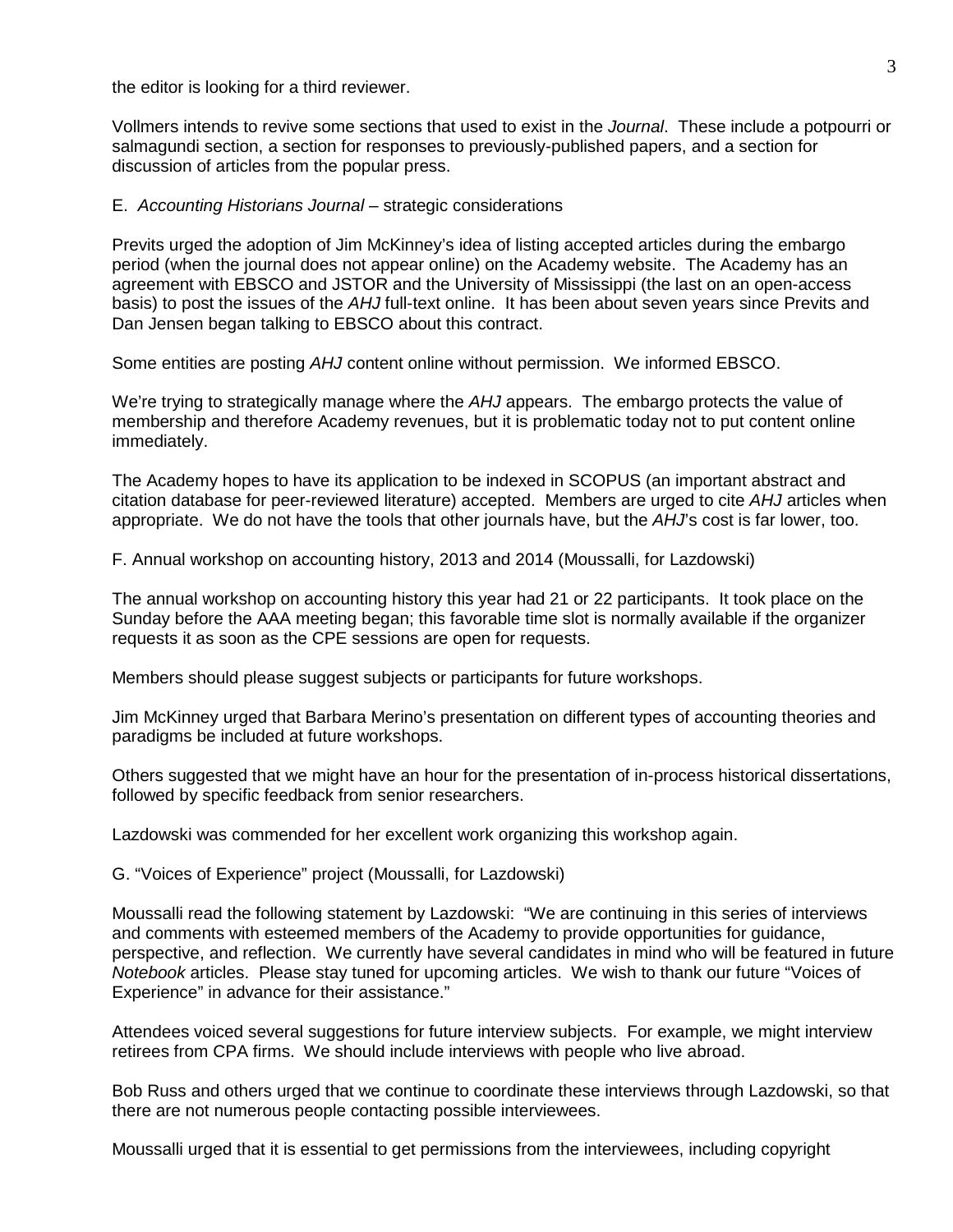the editor is looking for a third reviewer.

Vollmers intends to revive some sections that used to exist in the *Journal*. These include a potpourri or salmagundi section, a section for responses to previously-published papers, and a section for discussion of articles from the popular press.

E. *Accounting Historians Journal* – strategic considerations

Previts urged the adoption of Jim McKinney's idea of listing accepted articles during the embargo period (when the journal does not appear online) on the Academy website. The Academy has an agreement with EBSCO and JSTOR and the University of Mississippi (the last on an open-access basis) to post the issues of the *AHJ* full-text online. It has been about seven years since Previts and Dan Jensen began talking to EBSCO about this contract.

Some entities are posting *AHJ* content online without permission. We informed EBSCO.

We're trying to strategically manage where the *AHJ* appears. The embargo protects the value of membership and therefore Academy revenues, but it is problematic today not to put content online immediately.

The Academy hopes to have its application to be indexed in SCOPUS (an important abstract and citation database for peer-reviewed literature) accepted. Members are urged to cite *AHJ* articles when appropriate. We do not have the tools that other journals have, but the *AHJ*'s cost is far lower, too.

F. Annual workshop on accounting history, 2013 and 2014 (Moussalli, for Lazdowski)

The annual workshop on accounting history this year had 21 or 22 participants. It took place on the Sunday before the AAA meeting began; this favorable time slot is normally available if the organizer requests it as soon as the CPE sessions are open for requests.

Members should please suggest subjects or participants for future workshops.

Jim McKinney urged that Barbara Merino's presentation on different types of accounting theories and paradigms be included at future workshops.

Others suggested that we might have an hour for the presentation of in-process historical dissertations, followed by specific feedback from senior researchers.

Lazdowski was commended for her excellent work organizing this workshop again.

G. "Voices of Experience" project (Moussalli, for Lazdowski)

Moussalli read the following statement by Lazdowski: "We are continuing in this series of interviews and comments with esteemed members of the Academy to provide opportunities for guidance, perspective, and reflection. We currently have several candidates in mind who will be featured in future *Notebook* articles. Please stay tuned for upcoming articles. We wish to thank our future "Voices of Experience" in advance for their assistance."

Attendees voiced several suggestions for future interview subjects. For example, we might interview retirees from CPA firms. We should include interviews with people who live abroad.

Bob Russ and others urged that we continue to coordinate these interviews through Lazdowski, so that there are not numerous people contacting possible interviewees.

Moussalli urged that it is essential to get permissions from the interviewees, including copyright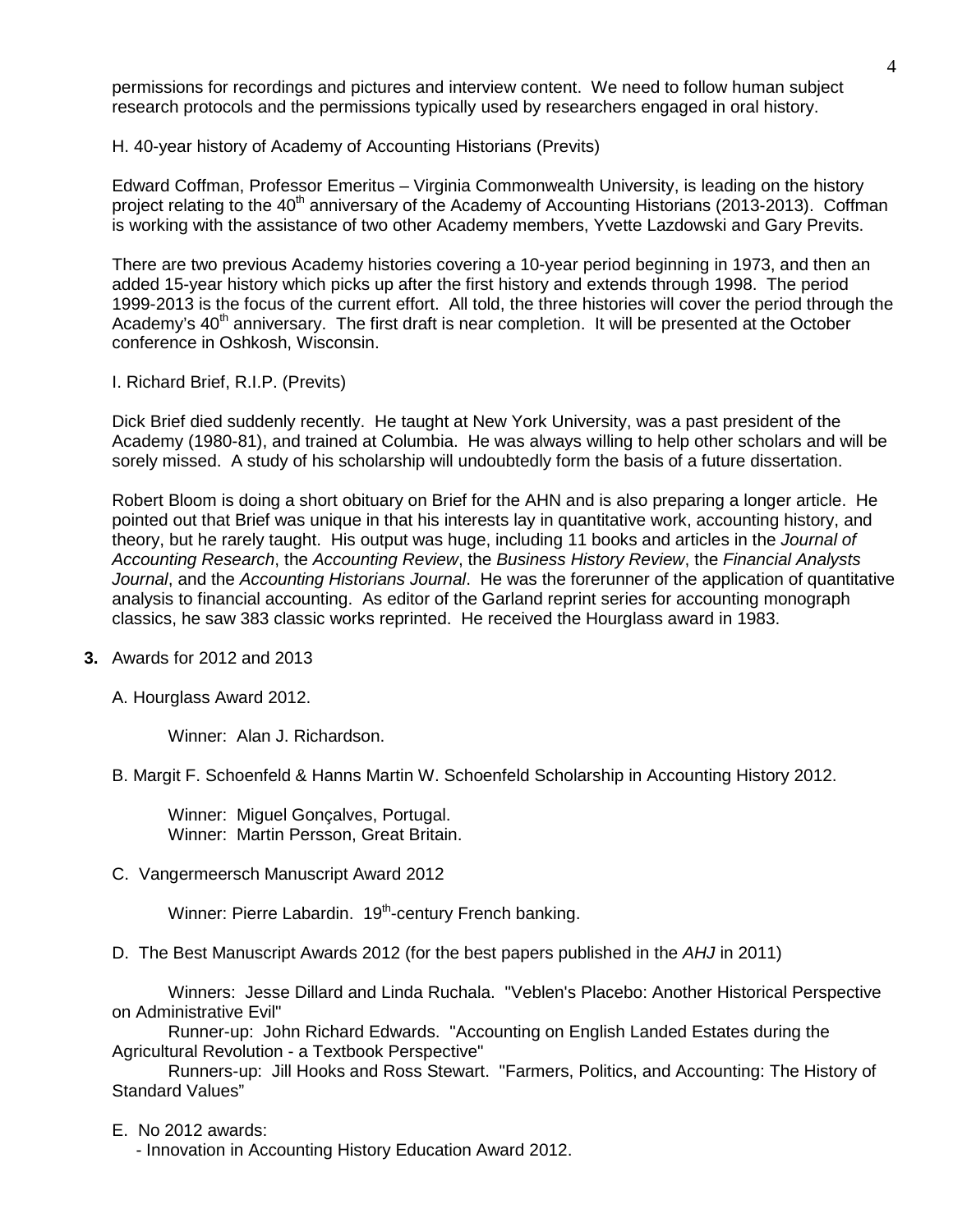permissions for recordings and pictures and interview content. We need to follow human subject research protocols and the permissions typically used by researchers engaged in oral history.

H. 40-year history of Academy of Accounting Historians (Previts)

Edward Coffman, Professor Emeritus – Virginia Commonwealth University, is leading on the history project relating to the 40th anniversary of the Academy of Accounting Historians (2013-2013). Coffman is working with the assistance of two other Academy members, Yvette Lazdowski and Gary Previts.

There are two previous Academy histories covering a 10-year period beginning in 1973, and then an added 15-year history which picks up after the first history and extends through 1998. The period 1999-2013 is the focus of the current effort. All told, the three histories will cover the period through the Academy's 40th anniversary. The first draft is near completion. It will be presented at the October conference in Oshkosh, Wisconsin.

I. Richard Brief, R.I.P. (Previts)

Dick Brief died suddenly recently. He taught at New York University, was a past president of the Academy (1980-81), and trained at Columbia. He was always willing to help other scholars and will be sorely missed. A study of his scholarship will undoubtedly form the basis of a future dissertation.

Robert Bloom is doing a short obituary on Brief for the AHN and is also preparing a longer article. He pointed out that Brief was unique in that his interests lay in quantitative work, accounting history, and theory, but he rarely taught. His output was huge, including 11 books and articles in the *Journal of Accounting Research*, the *Accounting Review*, the *Business History Review*, the *Financial Analysts Journal*, and the *Accounting Historians Journal*. He was the forerunner of the application of quantitative analysis to financial accounting. As editor of the Garland reprint series for accounting monograph classics, he saw 383 classic works reprinted. He received the Hourglass award in 1983.

**3.** Awards for 2012 and 2013

A. Hourglass Award 2012.

Winner: Alan J. Richardson.

B. Margit F. Schoenfeld & Hanns Martin W. Schoenfeld Scholarship in Accounting History 2012.

Winner: Miguel Gonçalves, Portugal.
Winner: Martin Persson, Great Britain.

C. Vangermeersch Manuscript Award 2012

Winner: Pierre Labardin. 19th-century French banking.

D. The Best Manuscript Awards 2012 (for the best papers published in the *AHJ* in 2011)

Winners: Jesse Dillard and Linda Ruchala. "Veblen's Placebo: Another Historical Perspective on Administrative Evil"
Runner-up: John Richard Edwards. "Accounting on English Landed Estates during the Agricultural Revolution - a Textbook Perspective"
Runners-up: Jill Hooks and Ross Stewart. "Farmers, Politics, and Accounting: The History of Standard Values"

E. No 2012 awards:
- Innovation in Accounting History Education Award 2012.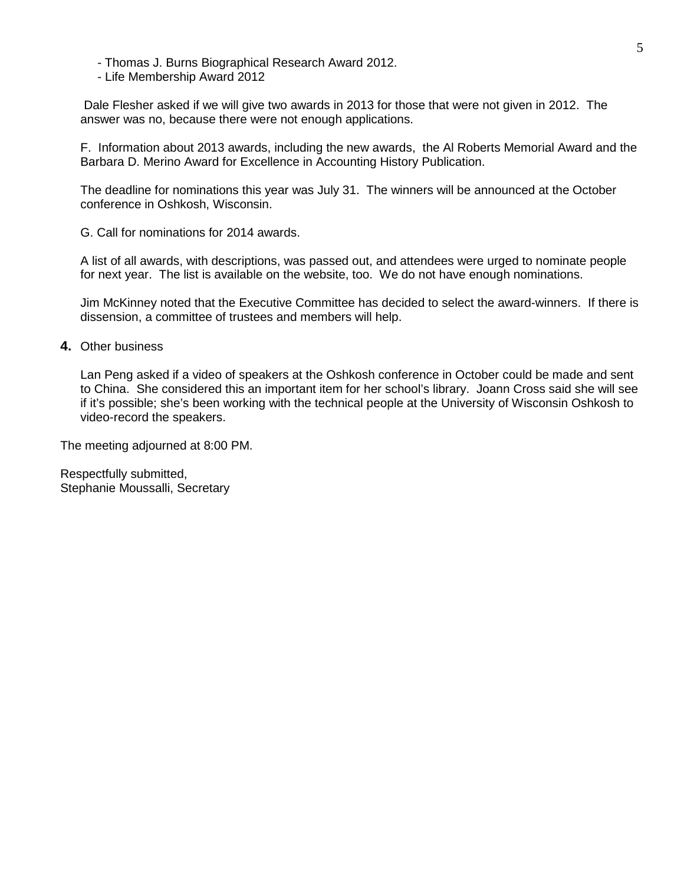- Thomas J. Burns Biographical Research Award 2012.
- Life Membership Award 2012

Dale Flesher asked if we will give two awards in 2013 for those that were not given in 2012. The answer was no, because there were not enough applications.

F. Information about 2013 awards, including the new awards, the Al Roberts Memorial Award and the Barbara D. Merino Award for Excellence in Accounting History Publication.

The deadline for nominations this year was July 31. The winners will be announced at the October conference in Oshkosh, Wisconsin.

G. Call for nominations for 2014 awards.

A list of all awards, with descriptions, was passed out, and attendees were urged to nominate people for next year. The list is available on the website, too. We do not have enough nominations.

Jim McKinney noted that the Executive Committee has decided to select the award-winners. If there is dissension, a committee of trustees and members will help.

**4.** Other business

Lan Peng asked if a video of speakers at the Oshkosh conference in October could be made and sent to China. She considered this an important item for her school's library. Joann Cross said she will see if it's possible; she's been working with the technical people at the University of Wisconsin Oshkosh to video-record the speakers.

The meeting adjourned at 8:00 PM.

Respectfully submitted,
Stephanie Moussalli, Secretary